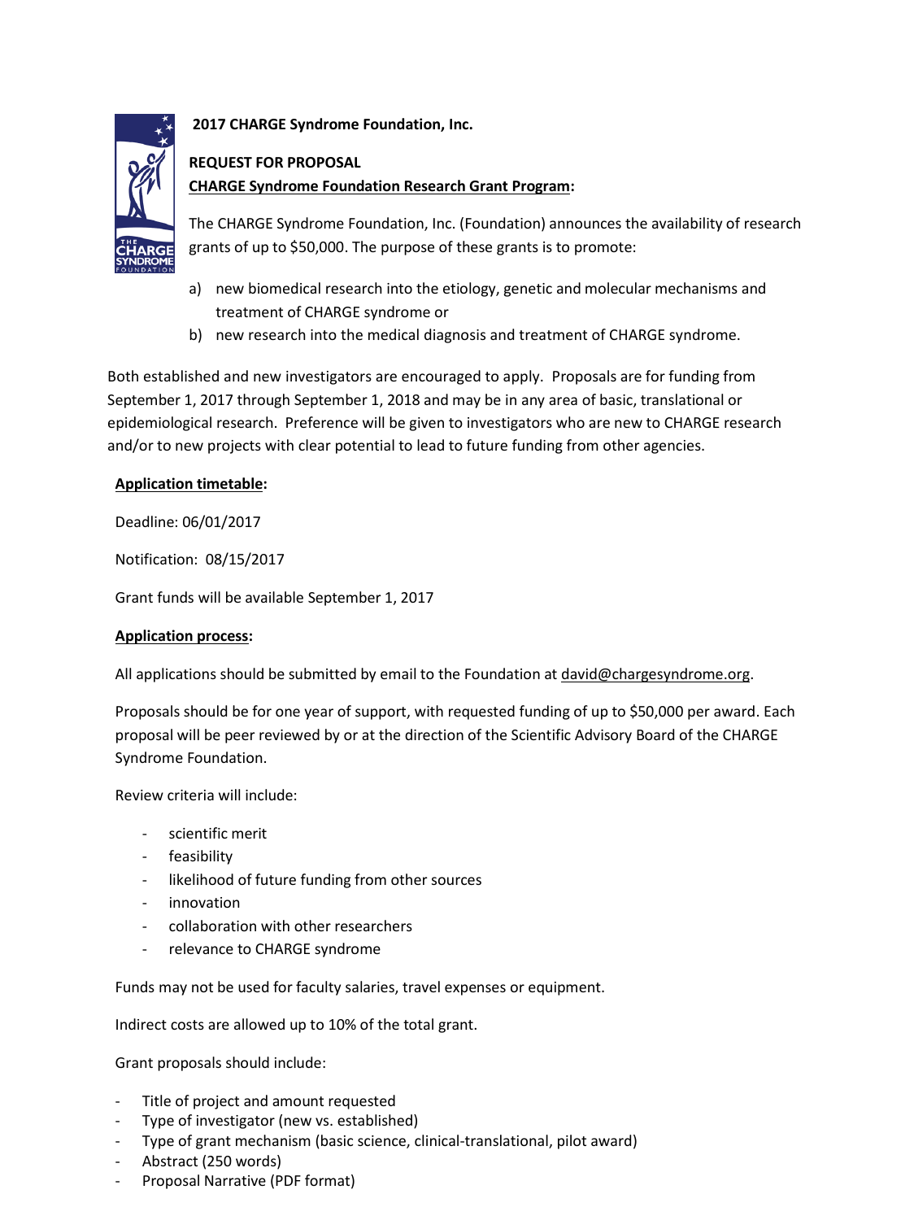**2017 CHARGE Syndrome Foundation, Inc.**

**REQUEST FOR PROPOSAL**

**<u>CHARGE Syndrome Foundation Research Grant Program</u>:**

The CHARGE Syndrome Foundation, Inc. (Foundation) announces the availability of research grants of up to $50,000. The purpose of these grants is to promote:

a) new biomedical research into the etiology, genetic and molecular mechanisms and treatment of CHARGE syndrome or
b) new research into the medical diagnosis and treatment of CHARGE syndrome.

Both established and new investigators are encouraged to apply. Proposals are for funding from September 1, 2017 through September 1, 2018 and may be in any area of basic, translational or epidemiological research. Preference will be given to investigators who are new to CHARGE research and/or to new projects with clear potential to lead to future funding from other agencies.

**<u>Application timetable</u>:**

Deadline: 06/01/2017

Notification: 08/15/2017

Grant funds will be available September 1, 2017

**<u>Application process</u>:**

All applications should be submitted by email to the Foundation at david@chargesyndrome.org.

Proposals should be for one year of support, with requested funding of up to $50,000 per award. Each proposal will be peer reviewed by or at the direction of the Scientific Advisory Board of the CHARGE Syndrome Foundation.

Review criteria will include:

- scientific merit
- feasibility
- likelihood of future funding from other sources
- innovation
- collaboration with other researchers
- relevance to CHARGE syndrome

Funds may not be used for faculty salaries, travel expenses or equipment.

Indirect costs are allowed up to 10% of the total grant.

Grant proposals should include:

- Title of project and amount requested
- Type of investigator (new vs. established)
- Type of grant mechanism (basic science, clinical-translational, pilot award)
- Abstract (250 words)
- Proposal Narrative (PDF format)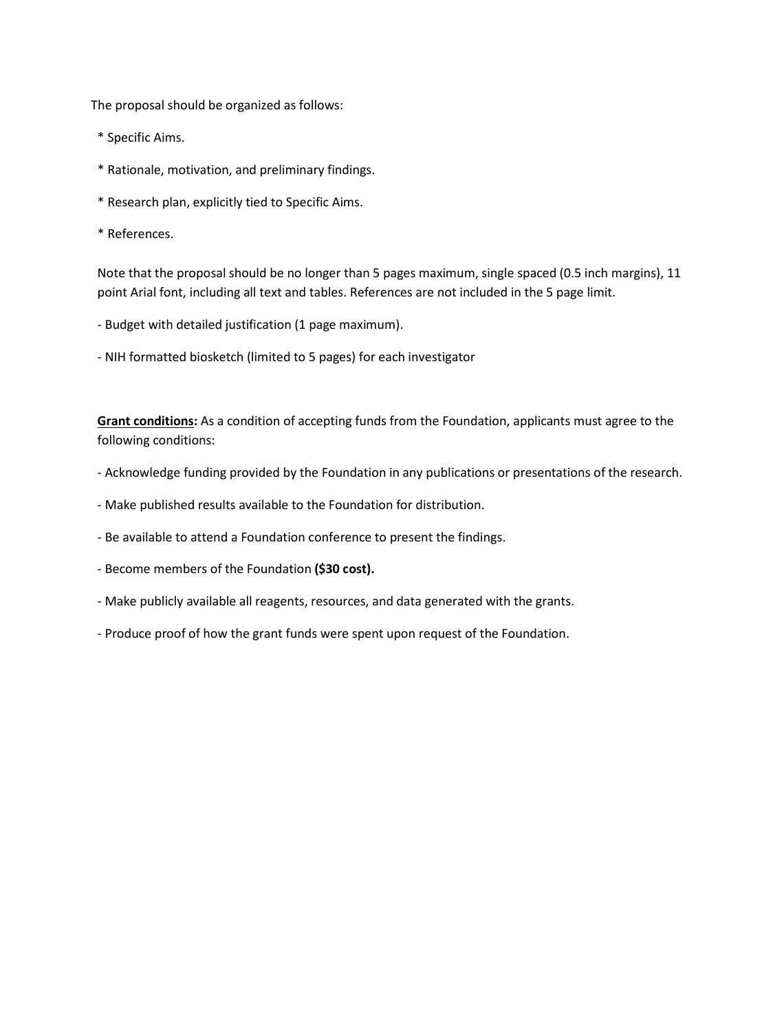The proposal should be organized as follows:

* Specific Aims.

* Rationale, motivation, and preliminary findings.

* Research plan, explicitly tied to Specific Aims.

* References.

Note that the proposal should be no longer than 5 pages maximum, single spaced (0.5 inch margins), 11 point Arial font, including all text and tables. References are not included in the 5 page limit.

- Budget with detailed justification (1 page maximum).

- NIH formatted biosketch (limited to 5 pages) for each investigator

**<u>Grant conditions</u>:** As a condition of accepting funds from the Foundation, applicants must agree to the following conditions:

- Acknowledge funding provided by the Foundation in any publications or presentations of the research.

- Make published results available to the Foundation for distribution.

- Be available to attend a Foundation conference to present the findings.

- Become members of the Foundation **($30 cost).**

- Make publicly available all reagents, resources, and data generated with the grants.

- Produce proof of how the grant funds were spent upon request of the Foundation.